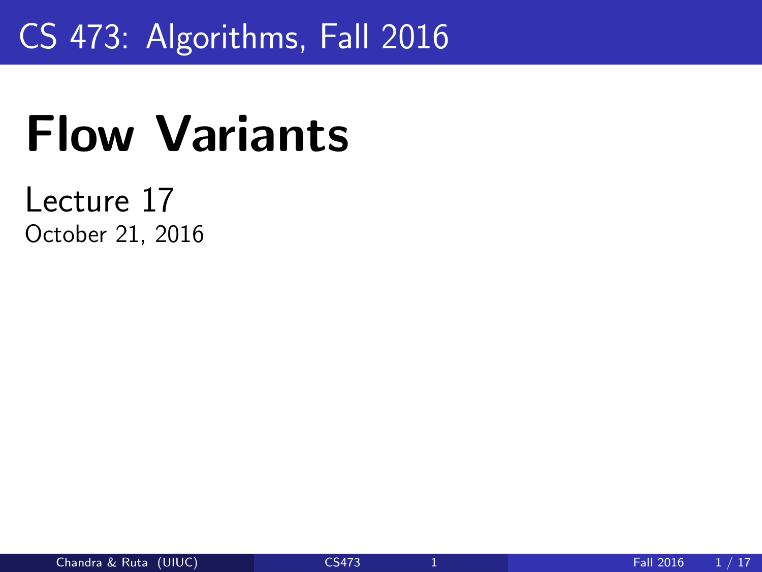CS 473: Algorithms, Fall 2016

# Flow Variants

Lecture 17

October 21, 2016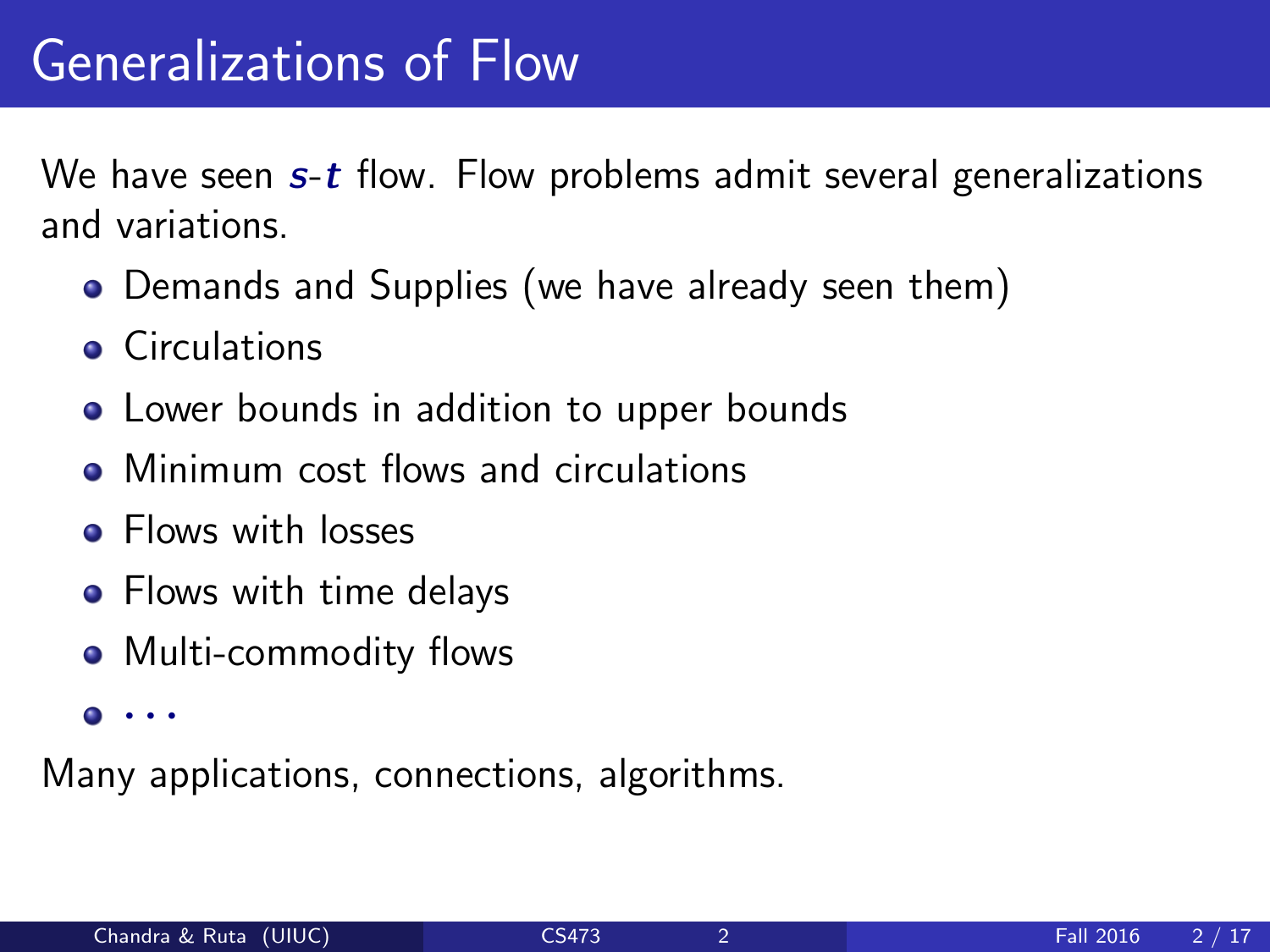# Generalizations of Flow

We have seen $s$-$t$ flow. Flow problems admit several generalizations and variations.

- Demands and Supplies (we have already seen them)
- Circulations
- Lower bounds in addition to upper bounds
- Minimum cost flows and circulations
- Flows with losses
- Flows with time delays
- Multi-commodity flows
- ...

Many applications, connections, algorithms.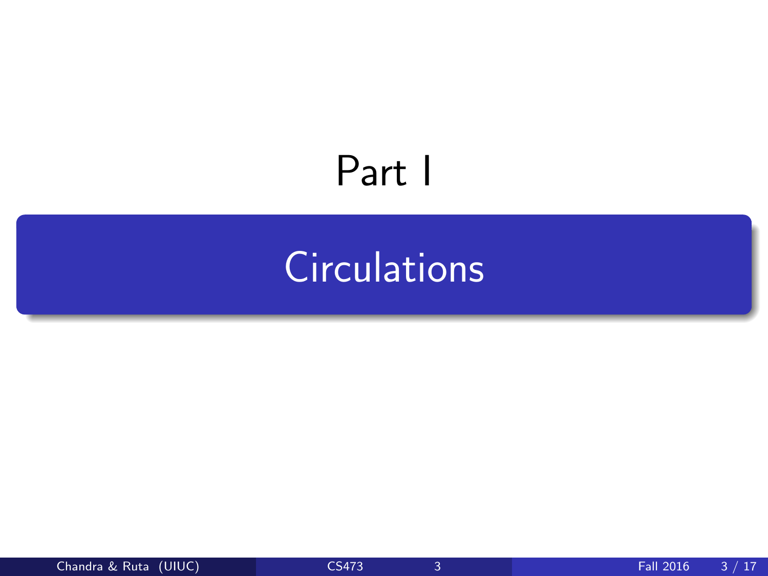# Part I

## Circulations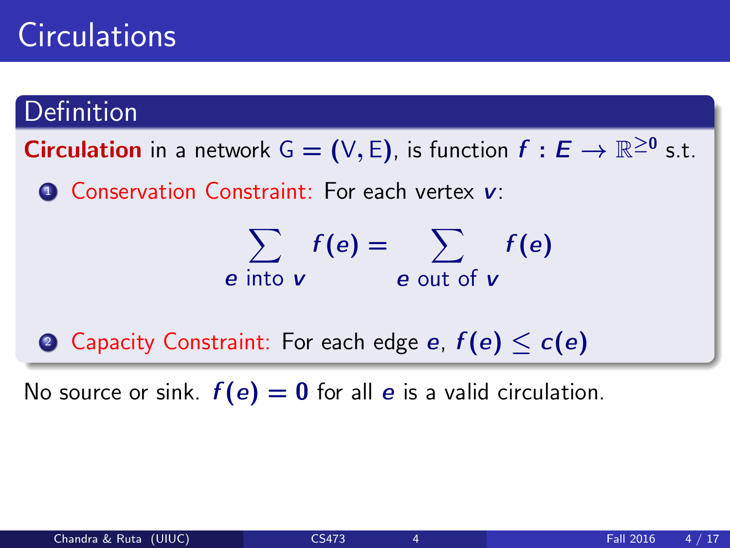# Circulations

## Definition

**Circulation** in a network $G = (V, E)$, is function $f : E \to \mathbb{R}^{\geq 0}$ s.t.

1. Conservation Constraint: For each vertex $v$:

$$\sum_{e \text{ into } v} f(e) = \sum_{e \text{ out of } v} f(e)$$

2. Capacity Constraint: For each edge $e$, $f(e) \leq c(e)$

No source or sink. $f(e) = 0$ for all $e$ is a valid circulation.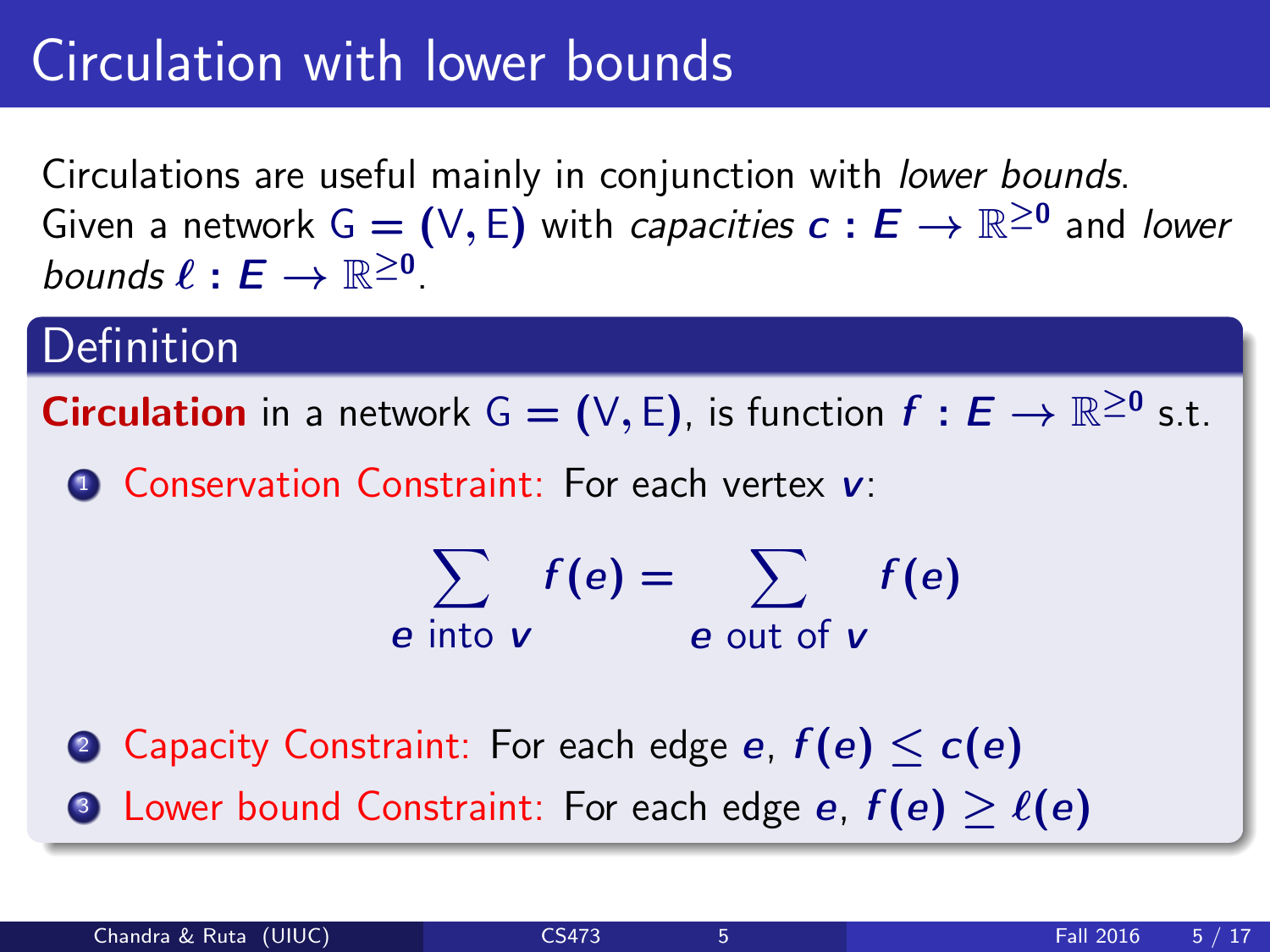# Circulation with lower bounds

Circulations are useful mainly in conjunction with *lower bounds*. Given a network $G = (V, E)$ with *capacities* $c : E \to \mathbb{R}^{\geq 0}$ and *lower bounds* $\ell : E \to \mathbb{R}^{\geq 0}$.

## Definition

**Circulation** in a network $G = (V, E)$, is function $f : E \to \mathbb{R}^{\geq 0}$ s.t.

1. Conservation Constraint: For each vertex $v$:

$$\sum_{e \text{ into } v} f(e) = \sum_{e \text{ out of } v} f(e)$$

2. Capacity Constraint: For each edge $e$, $f(e) \leq c(e)$
3. Lower bound Constraint: For each edge $e$, $f(e) \geq \ell(e)$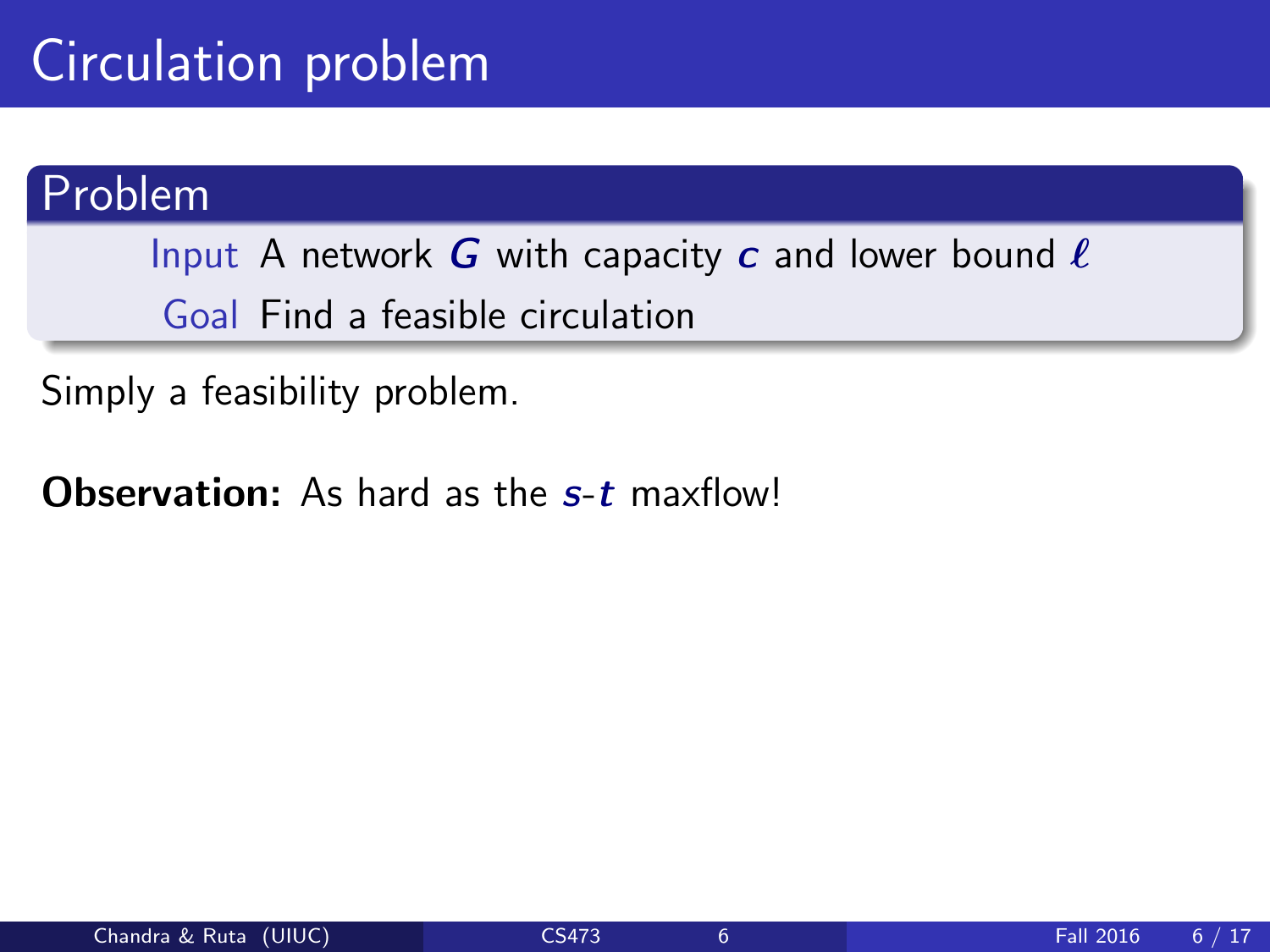# Circulation problem

**Problem**

- Input: A network $G$ with capacity $c$ and lower bound $\ell$
- Goal: Find a feasible circulation

Simply a feasibility problem.

**Observation:** As hard as the $s$-$t$ maxflow!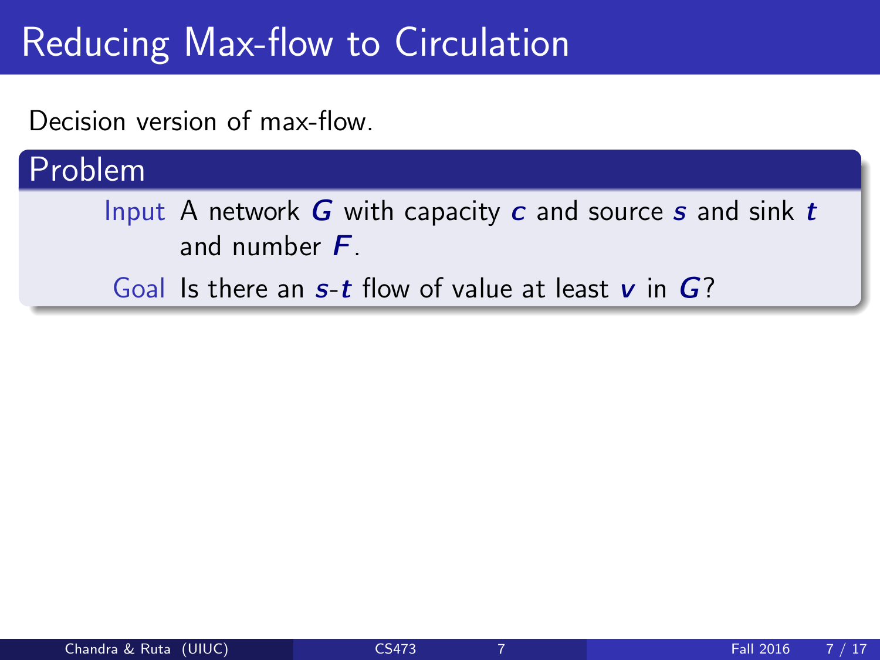# Reducing Max-flow to Circulation

Decision version of max-flow.

**Problem**

**Input** A network $G$ with capacity $c$ and source $s$ and sink $t$ and number $F$.

**Goal** Is there an $s$-$t$ flow of value at least $v$ in $G$?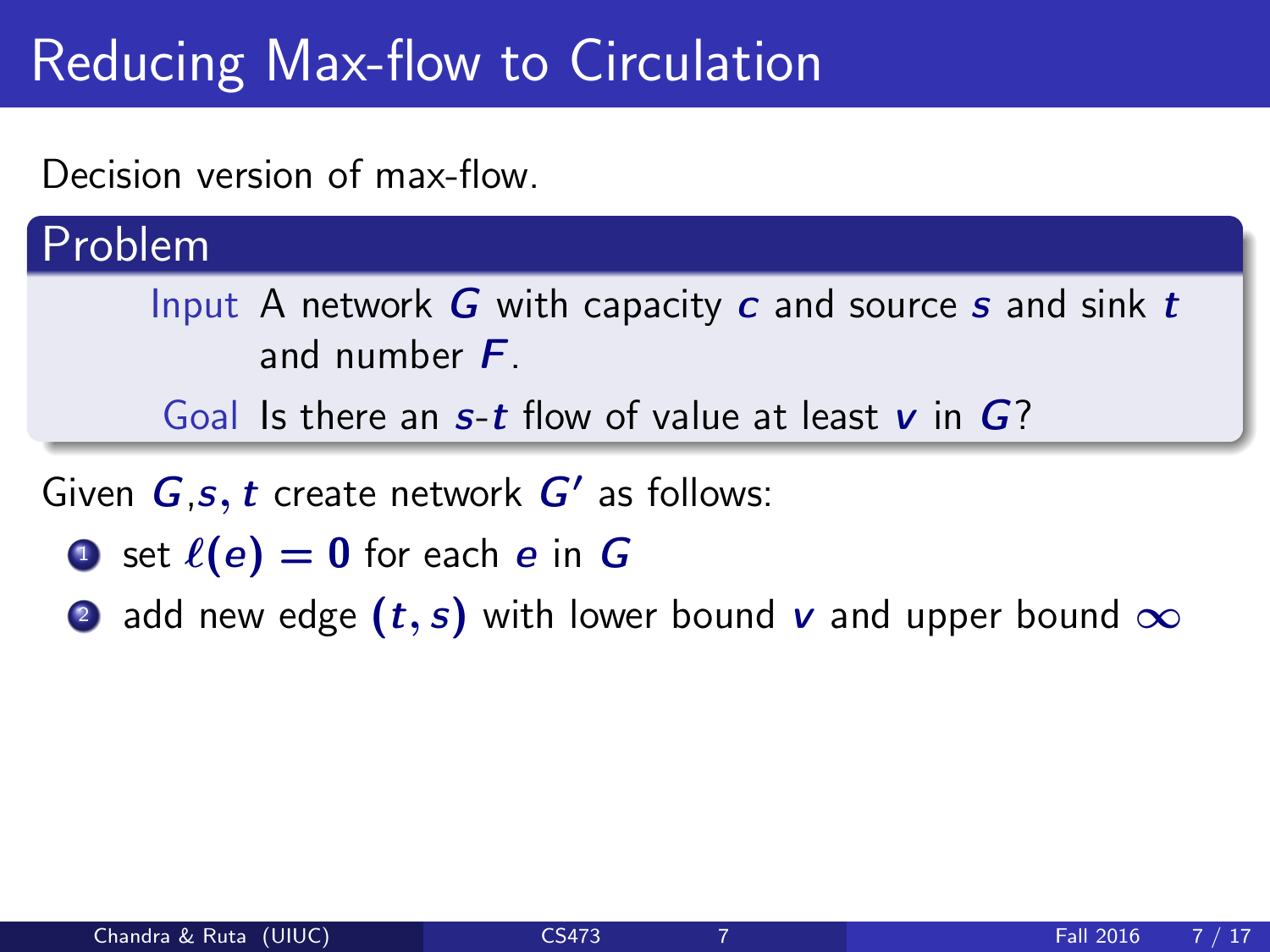# Reducing Max-flow to Circulation

Decision version of max-flow.

**Problem**

**Input** A network $G$ with capacity $c$ and source $s$ and sink $t$ and number $F$.

**Goal** Is there an $s$-$t$ flow of value at least $v$ in $G$?

Given $G$,$s, t$ create network $G'$ as follows:

1. set $\ell(e) = 0$ for each $e$ in $G$
2. add new edge $(t, s)$ with lower bound $v$ and upper bound $\infty$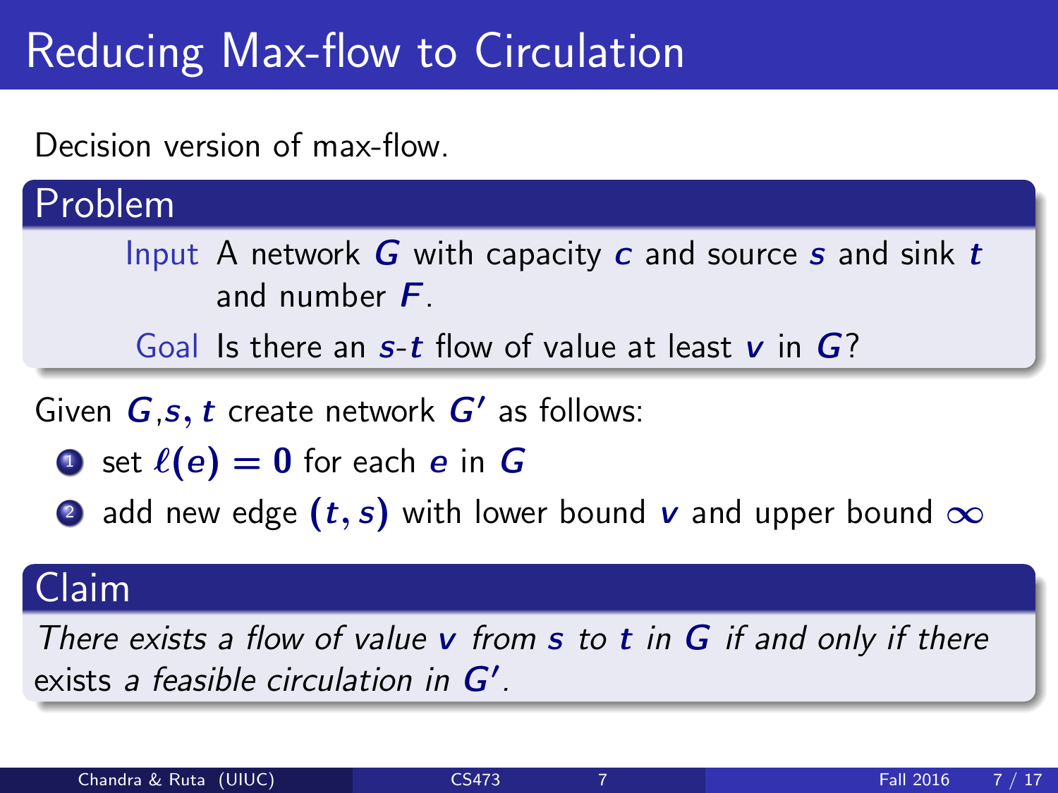# Reducing Max-flow to Circulation

Decision version of max-flow.

**Problem**

**Input** A network $G$ with capacity $c$ and source $s$ and sink $t$ and number $F$.

**Goal** Is there an $s$-$t$ flow of value at least $v$ in $G$?

Given $G$,$s, t$ create network $G'$ as follows:

1. set $\ell(e) = 0$ for each $e$ in $G$
2. add new edge $(t, s)$ with lower bound $v$ and upper bound $\infty$

**Claim**

*There exists a flow of value $v$ from $s$ to $t$ in $G$ if and only if there exists a feasible circulation in $G'$.*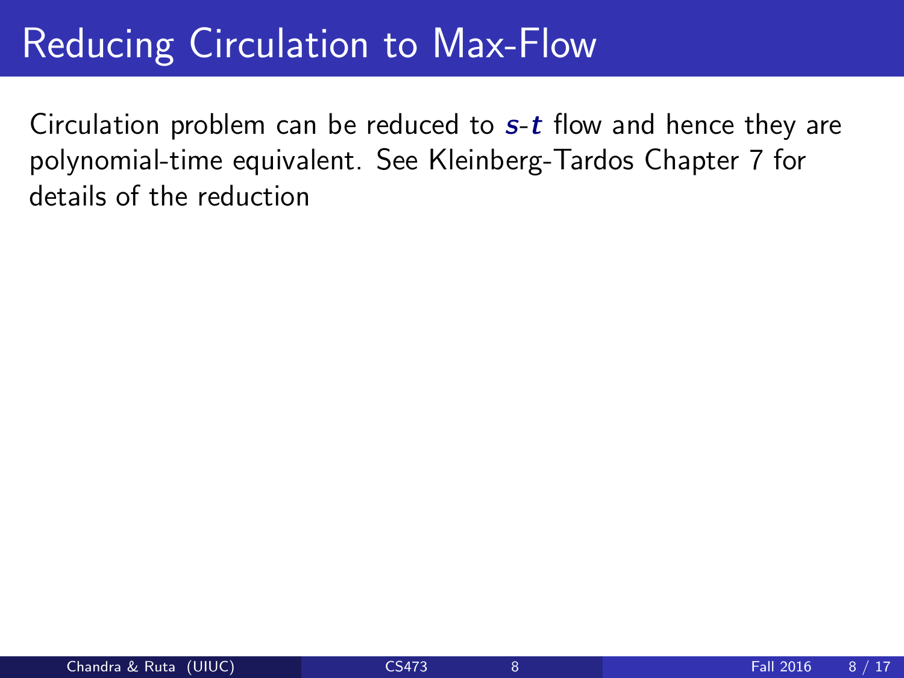# Reducing Circulation to Max-Flow

Circulation problem can be reduced to $s$-$t$ flow and hence they are polynomial-time equivalent. See Kleinberg-Tardos Chapter 7 for details of the reduction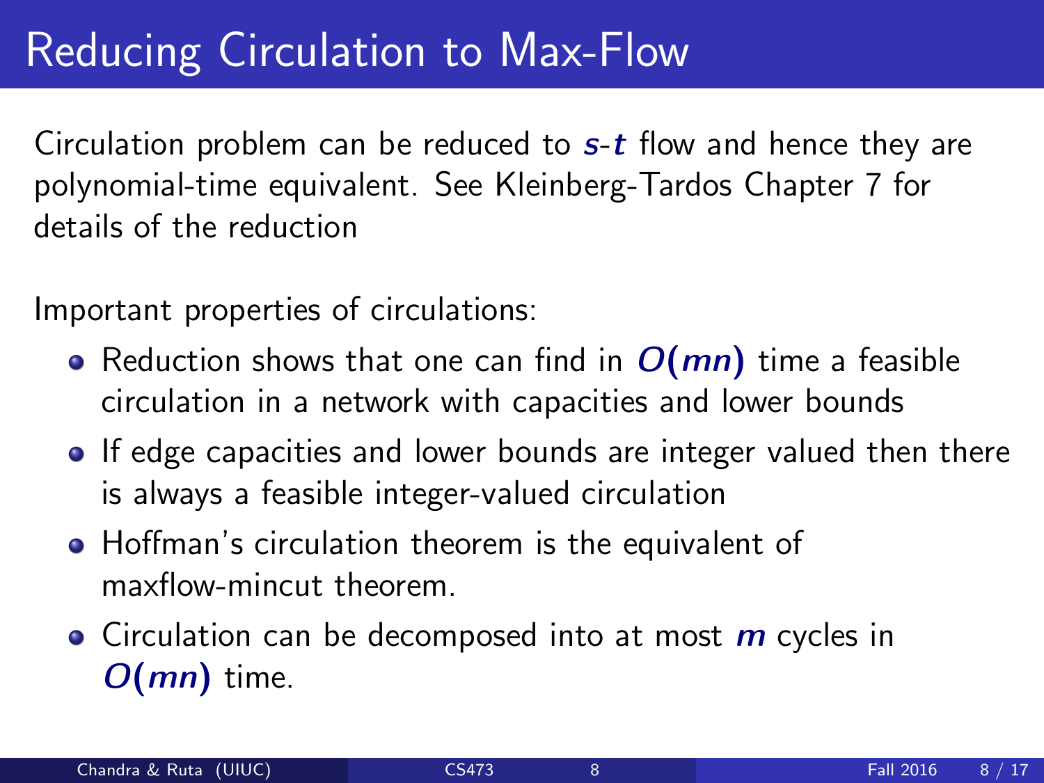# Reducing Circulation to Max-Flow

Circulation problem can be reduced to $s$-$t$ flow and hence they are polynomial-time equivalent. See Kleinberg-Tardos Chapter 7 for details of the reduction

Important properties of circulations:

- Reduction shows that one can find in $O(mn)$ time a feasible circulation in a network with capacities and lower bounds
- If edge capacities and lower bounds are integer valued then there is always a feasible integer-valued circulation
- Hoffman's circulation theorem is the equivalent of maxflow-mincut theorem.
- Circulation can be decomposed into at most $m$ cycles in $O(mn)$ time.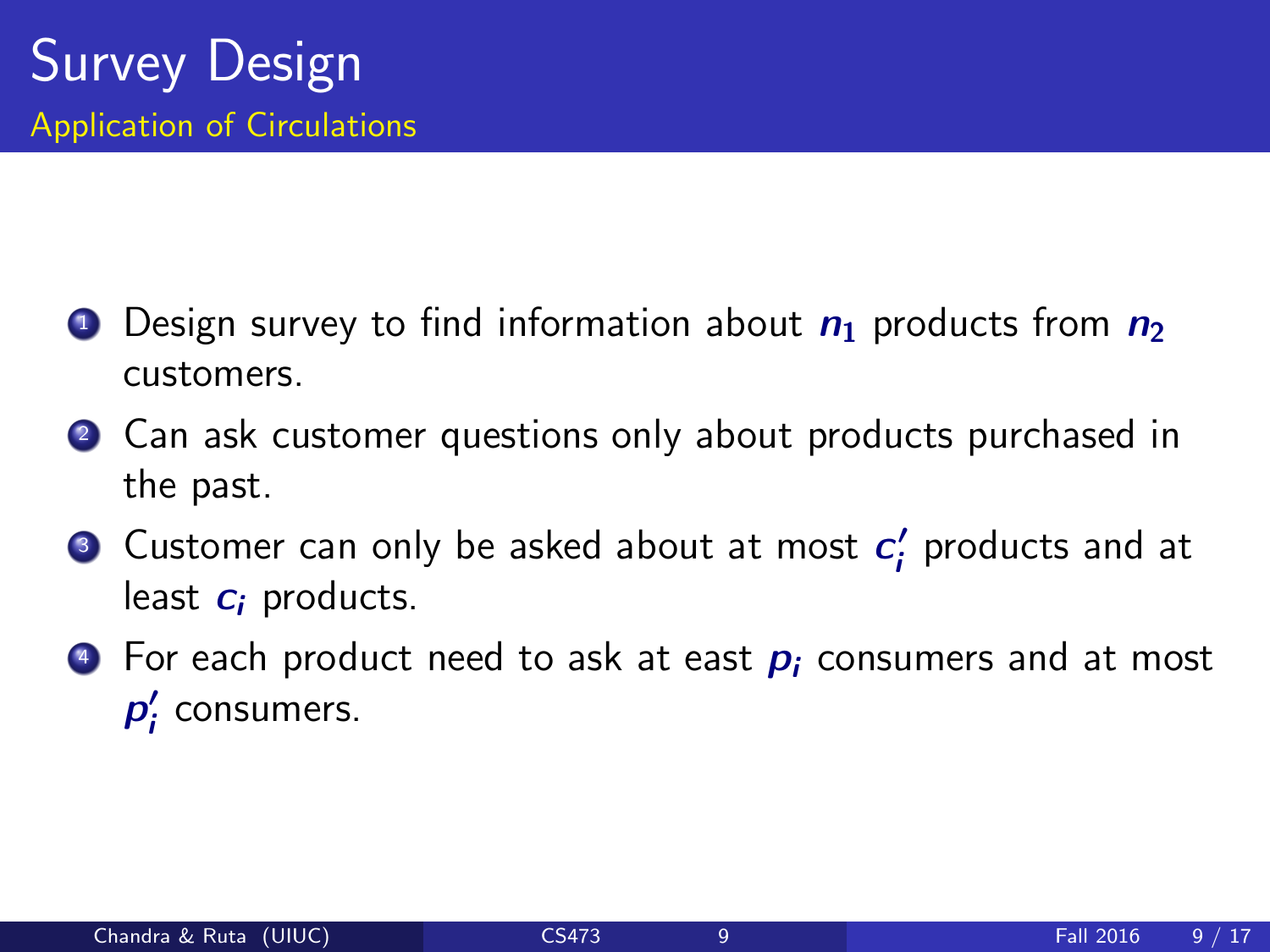# Survey Design

## Application of Circulations

1. Design survey to find information about $n_1$ products from $n_2$ customers.
2. Can ask customer questions only about products purchased in the past.
3. Customer can only be asked about at most $c'_i$ products and at least $c_i$ products.
4. For each product need to ask at east $p_i$ consumers and at most $p'_i$ consumers.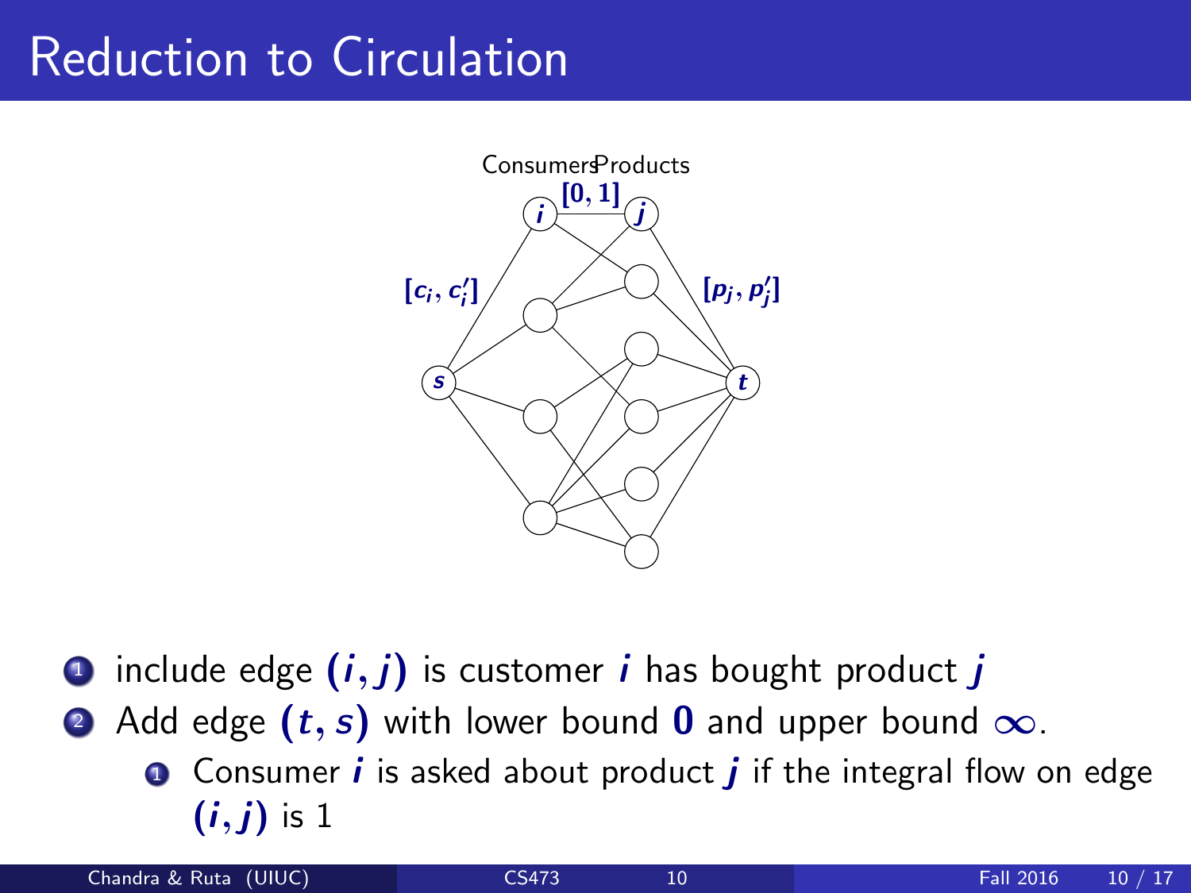# Reduction to Circulation

Consumers Products

$[0, 1]$

$[c_i, c_i']$

$[p_j, p_j']$

1. include edge $(i, j)$ is customer $i$ has bought product $j$
2. Add edge $(t, s)$ with lower bound $0$ and upper bound $\infty$.
   1. Consumer $i$ is asked about product $j$ if the integral flow on edge $(i, j)$ is 1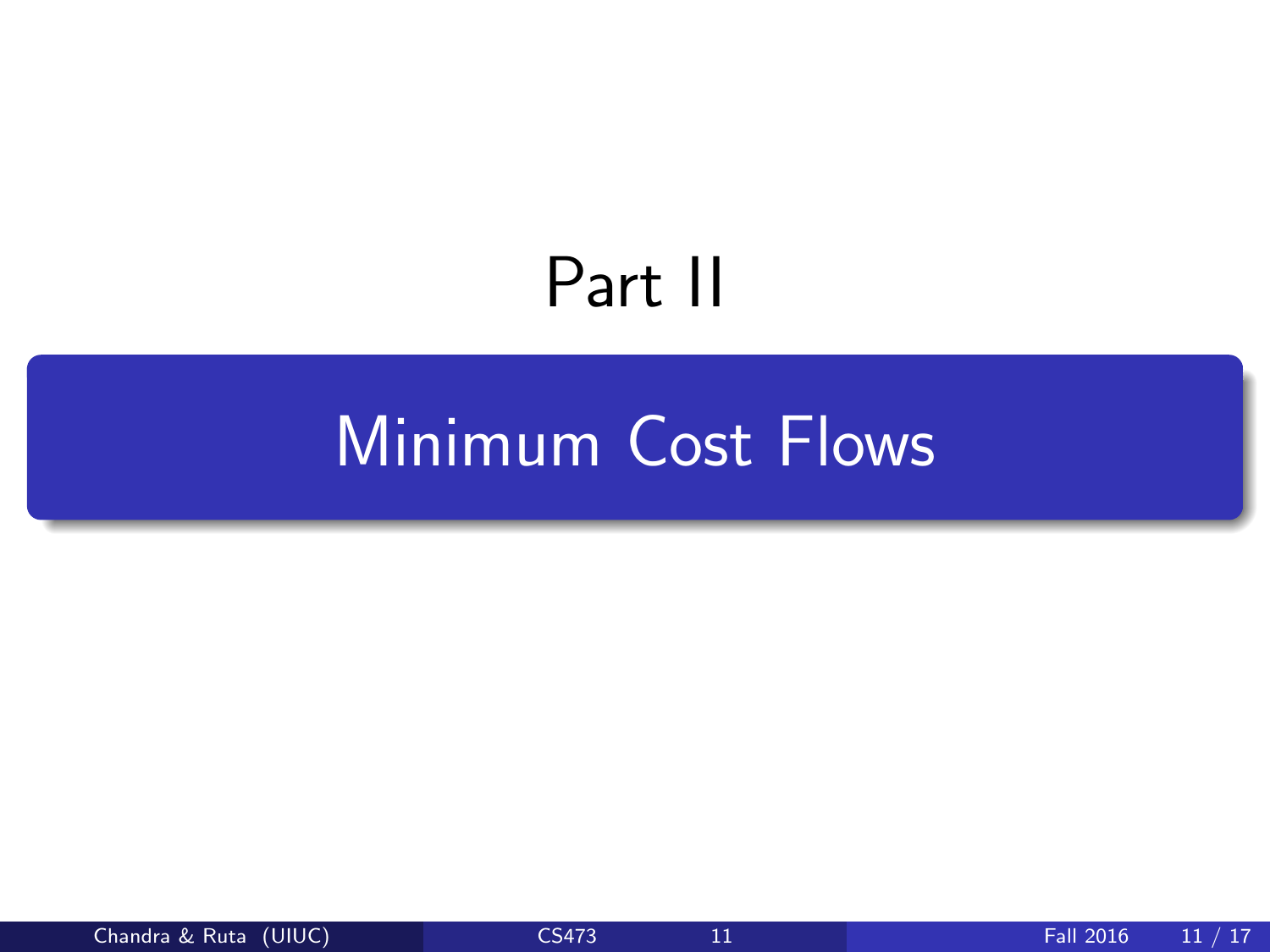# Part II

## Minimum Cost Flows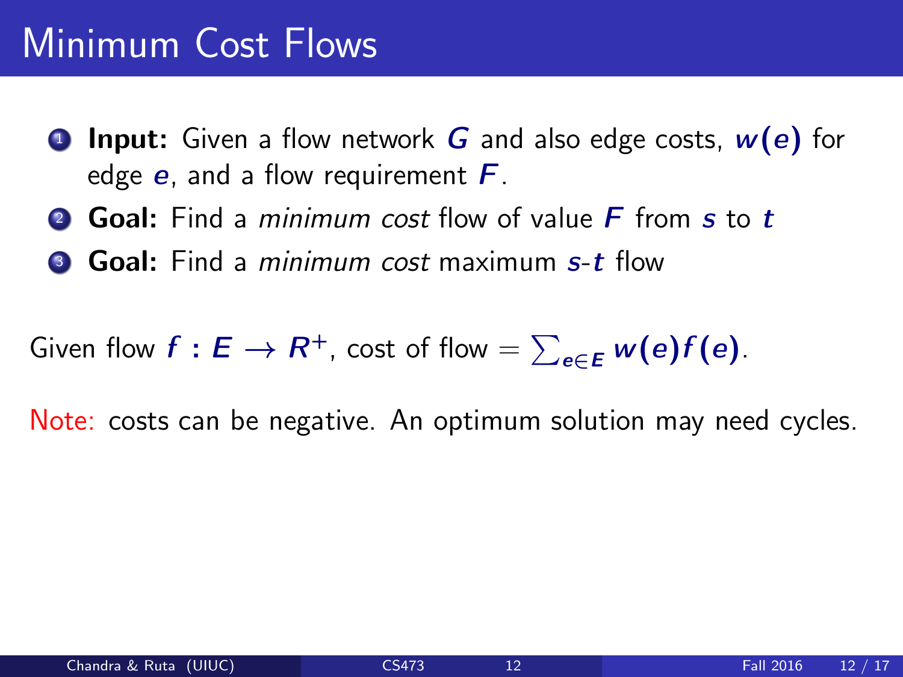# Minimum Cost Flows

1. **Input:** Given a flow network $G$ and also edge costs, $w(e)$ for edge $e$, and a flow requirement $F$.
2. **Goal:** Find a *minimum cost* flow of value $F$ from $s$ to $t$
3. **Goal:** Find a *minimum cost* maximum $s$-$t$ flow

Given flow $f : E \rightarrow R^+$, cost of flow $= \sum_{e \in E} w(e)f(e)$.

Note: costs can be negative. An optimum solution may need cycles.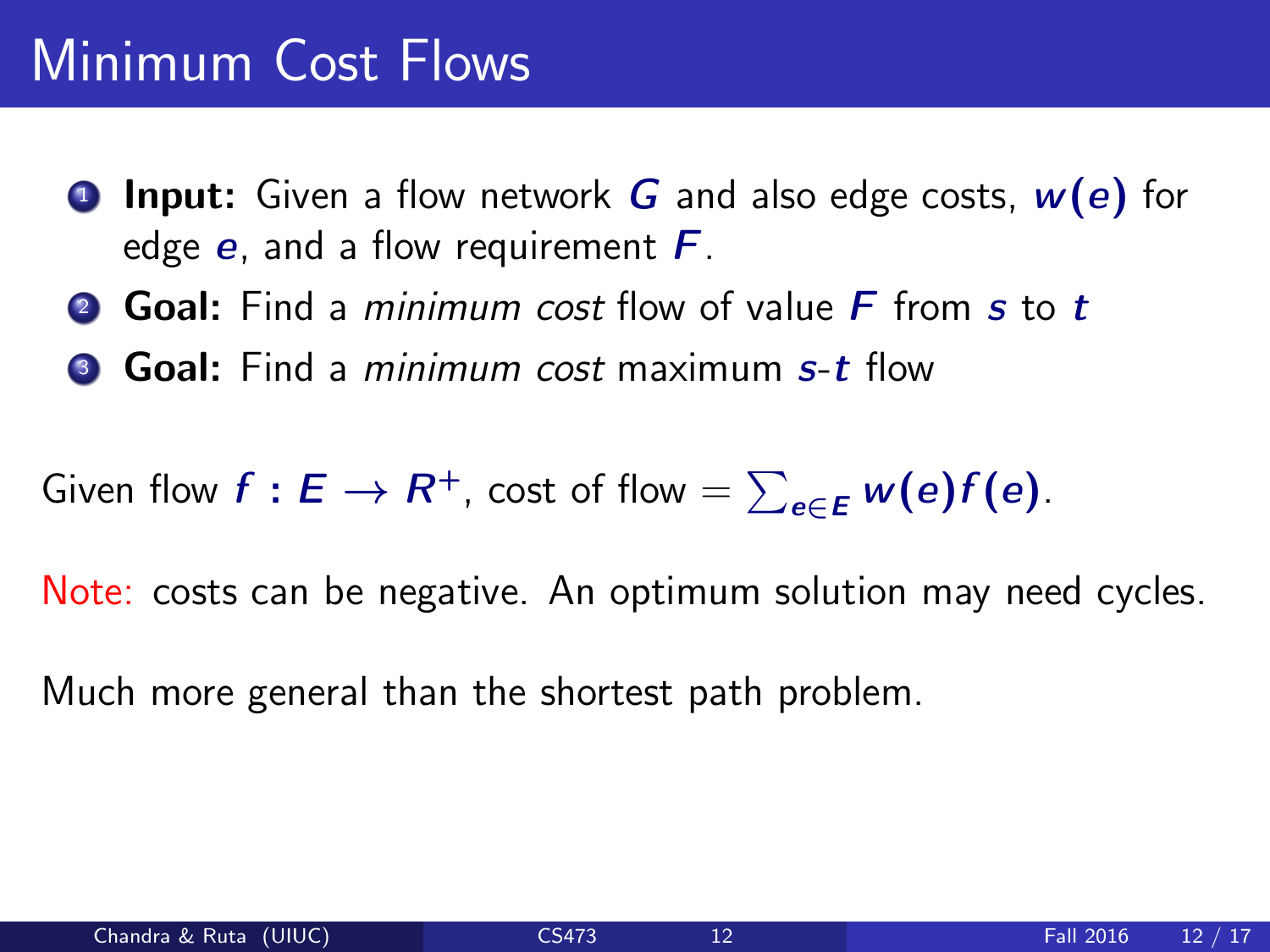# Minimum Cost Flows

1. **Input:** Given a flow network $G$ and also edge costs, $w(e)$ for edge $e$, and a flow requirement $F$.
2. **Goal:** Find a *minimum cost* flow of value $F$ from $s$ to $t$
3. **Goal:** Find a *minimum cost* maximum $s$-$t$ flow

Given flow $f : E \rightarrow R^+$, cost of flow $= \sum_{e \in E} w(e) f(e)$.

Note: costs can be negative. An optimum solution may need cycles.

Much more general than the shortest path problem.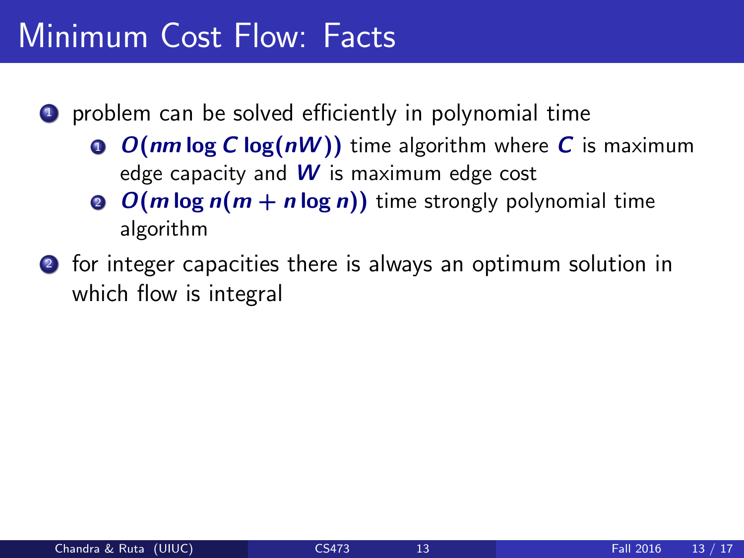# Minimum Cost Flow: Facts

1. problem can be solved efficiently in polynomial time
   1. $O(nm \log C \log(nW))$ time algorithm where $C$ is maximum edge capacity and $W$ is maximum edge cost
   2. $O(m \log n(m + n \log n))$ time strongly polynomial time algorithm
2. for integer capacities there is always an optimum solution in which flow is integral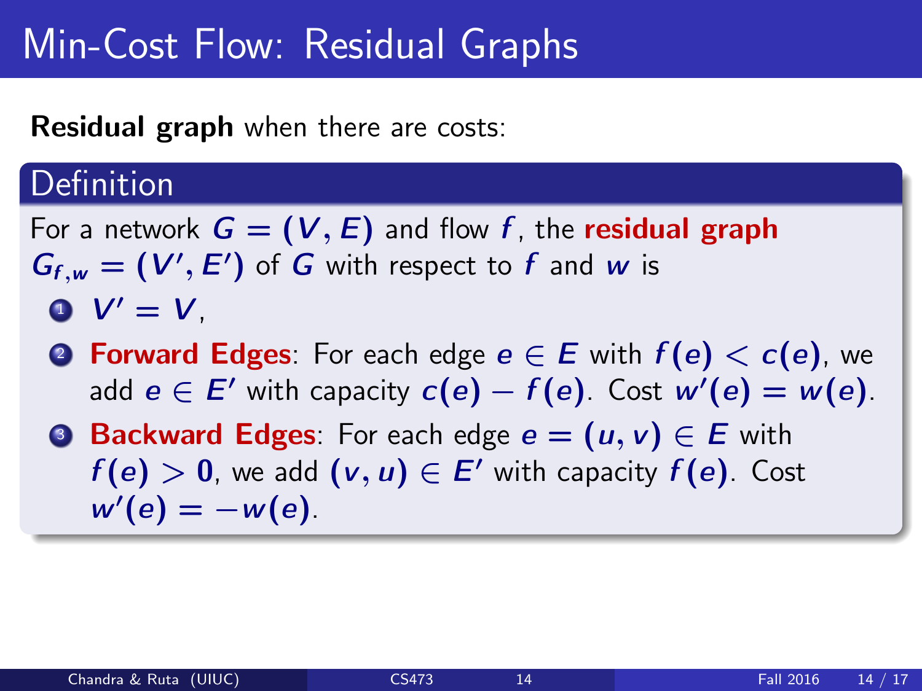# Min-Cost Flow: Residual Graphs

**Residual graph** when there are costs:

## Definition

For a network $G = (V, E)$ and flow $f$, the **residual graph** $G_{f,w} = (V', E')$ of $G$ with respect to $f$ and $w$ is

1. $V' = V$,
2. **Forward Edges**: For each edge $e \in E$ with $f(e) < c(e)$, we add $e \in E'$ with capacity $c(e) - f(e)$. Cost $w'(e) = w(e)$.
3. **Backward Edges**: For each edge $e = (u, v) \in E$ with $f(e) > 0$, we add $(v, u) \in E'$ with capacity $f(e)$. Cost $w'(e) = -w(e)$.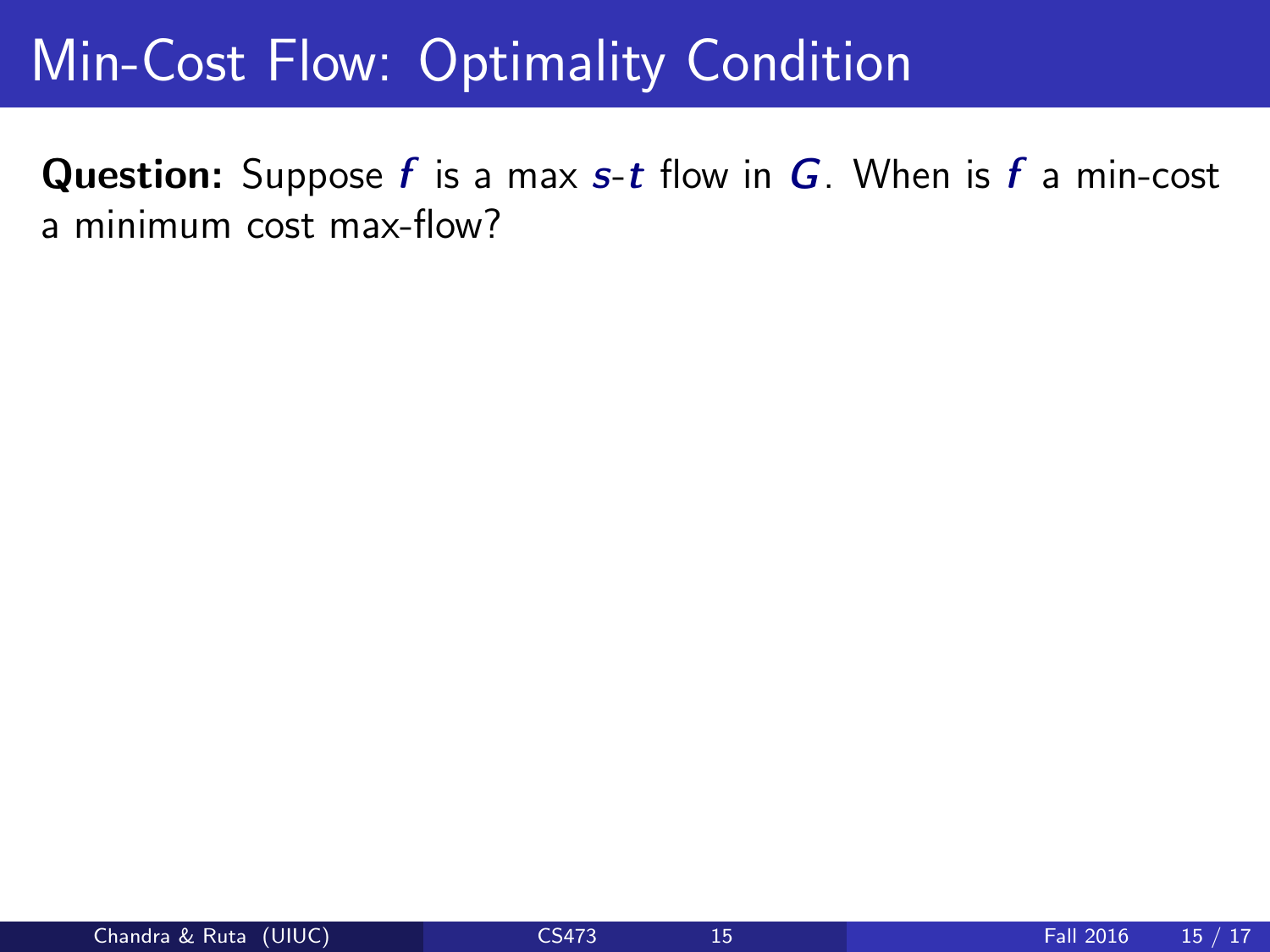# Min-Cost Flow: Optimality Condition

**Question:** Suppose $f$ is a max $s$-$t$ flow in $G$. When is $f$ a min-cost a minimum cost max-flow?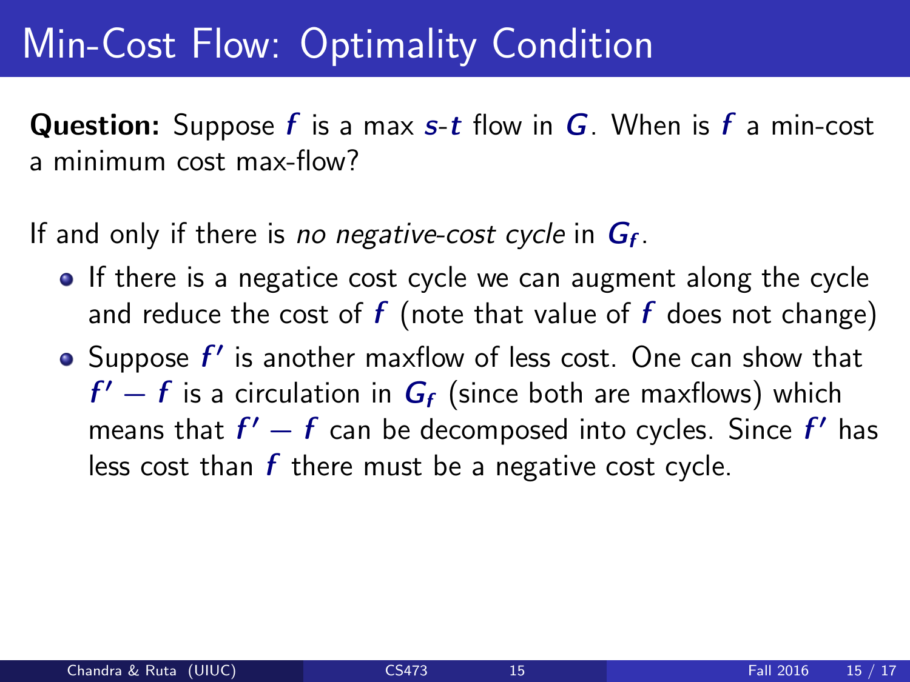# Min-Cost Flow: Optimality Condition

**Question:** Suppose $f$ is a max $s$-$t$ flow in $G$. When is $f$ a min-cost a minimum cost max-flow?

If and only if there is *no negative-cost cycle* in $G_f$.

- If there is a negatice cost cycle we can augment along the cycle and reduce the cost of $f$ (note that value of $f$ does not change)
- Suppose $f'$ is another maxflow of less cost. One can show that $f' - f$ is a circulation in $G_f$ (since both are maxflows) which means that $f' - f$ can be decomposed into cycles. Since $f'$ has less cost than $f$ there must be a negative cost cycle.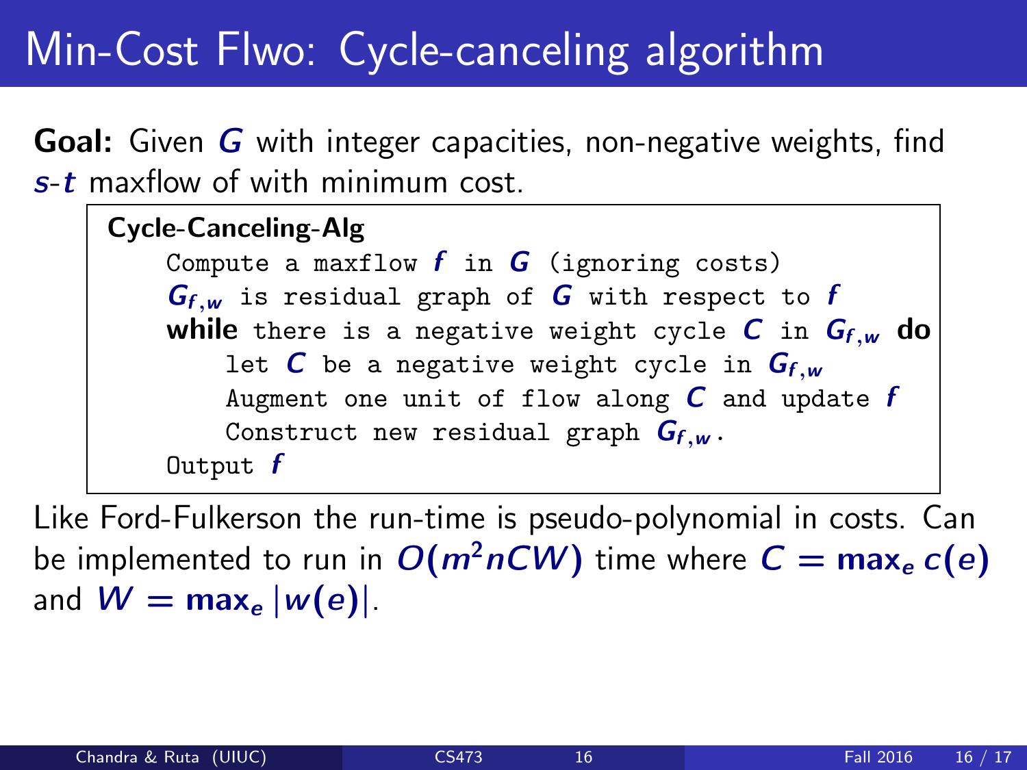# Min-Cost Flwo: Cycle-canceling algorithm

**Goal:** Given $G$ with integer capacities, non-negative weights, find $s$-$t$ maxflow of with minimum cost.

**Cycle-Canceling-Alg**

```
Compute a maxflow f in G (ignoring costs)
G_{f,w} is residual graph of G with respect to f
while there is a negative weight cycle C in G_{f,w} do
    let C be a negative weight cycle in G_{f,w}
    Augment one unit of flow along C and update f
    Construct new residual graph G_{f,w}.
Output f
```

Like Ford-Fulkerson the run-time is pseudo-polynomial in costs. Can be implemented to run in $O(m^2nCW)$ time where $C = \max_e c(e)$ and $W = \max_e |w(e)|$.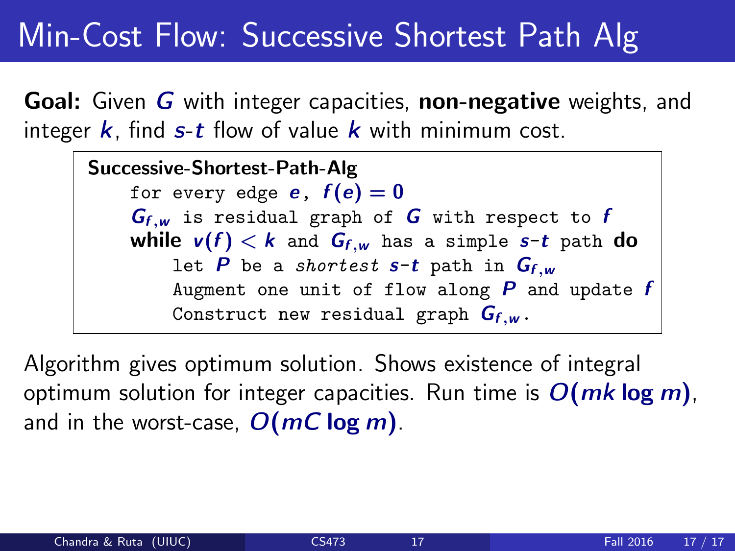# Min-Cost Flow: Successive Shortest Path Alg

**Goal:** Given $G$ with integer capacities, **non-negative** weights, and integer $k$, find $s$-$t$ flow of value $k$ with minimum cost.

**Successive-Shortest-Path-Alg**

```
for every edge e, f(e) = 0
G_{f,w} is residual graph of G with respect to f
while v(f) < k and G_{f,w} has a simple s-t path do
    let P be a shortest s-t path in G_{f,w}
    Augment one unit of flow along P and update f
    Construct new residual graph G_{f,w}.
```

Algorithm gives optimum solution. Shows existence of integral optimum solution for integer capacities. Run time is $O(mk \log m)$, and in the worst-case, $O(mC \log m)$.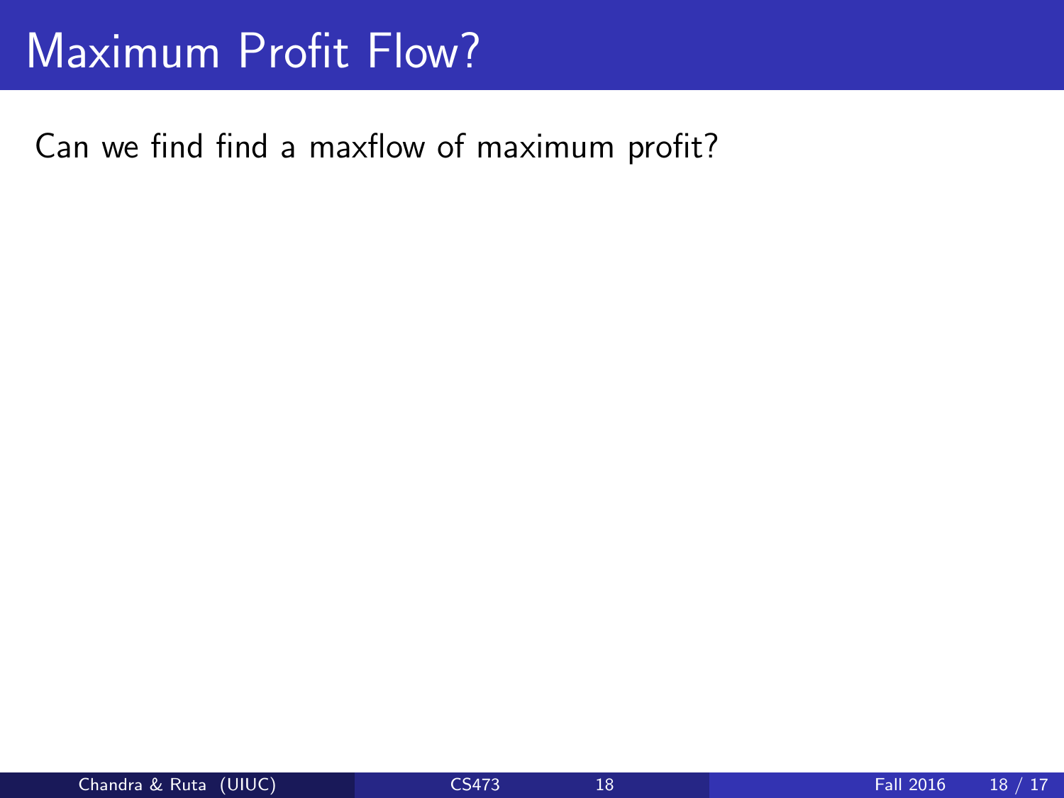# Maximum Profit Flow?

Can we find find a maxflow of maximum profit?